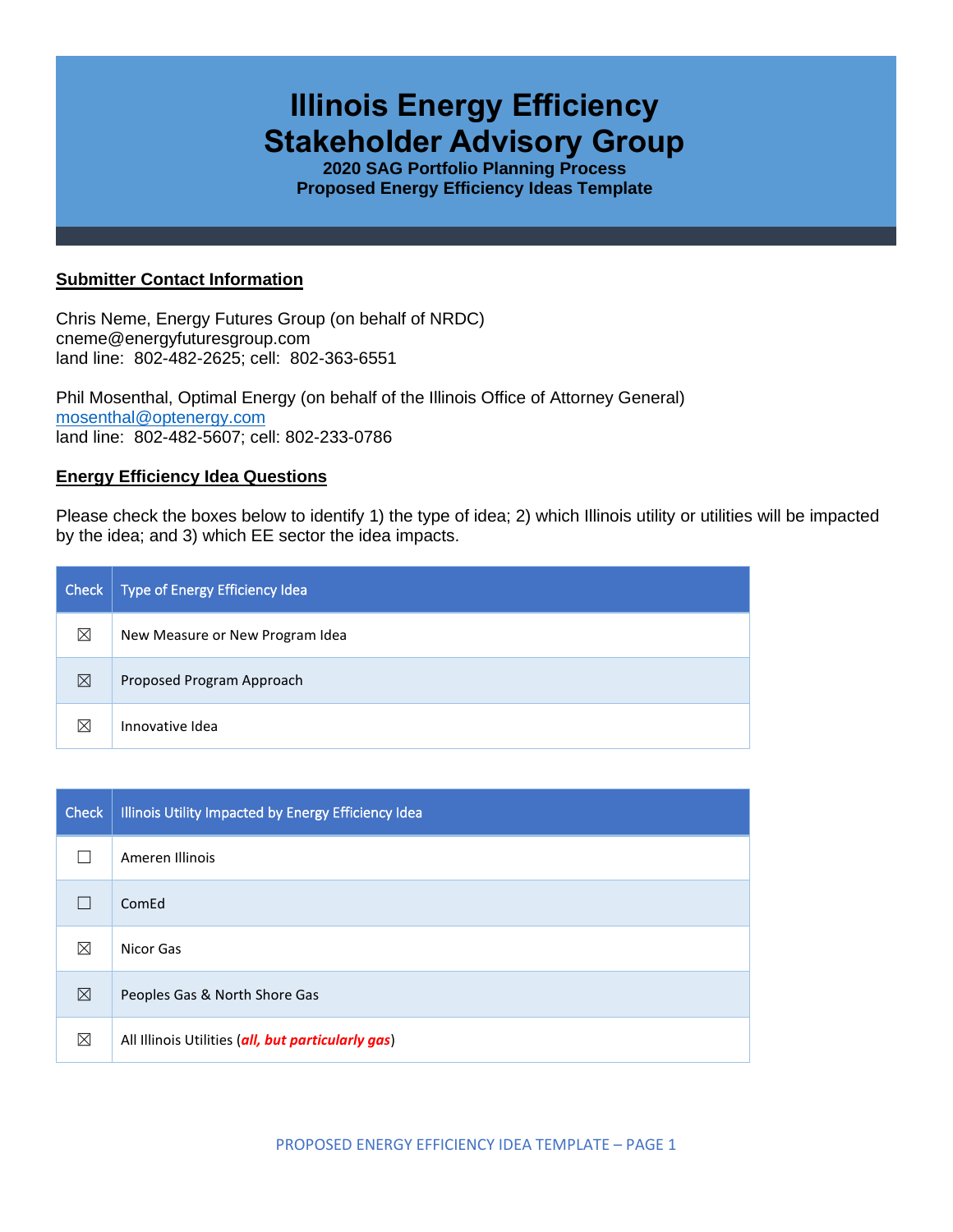# Illinois Energy Efficiency Stakeholder Advisory Group

**2020 SAG Portfolio Planning Process**
**Proposed Energy Efficiency Ideas Template**

## Submitter Contact Information

Chris Neme, Energy Futures Group (on behalf of NRDC)
cneme@energyfuturesgroup.com
land line: 802-482-2625; cell: 802-363-6551

Phil Mosenthal, Optimal Energy (on behalf of the Illinois Office of Attorney General)
mosenthal@optenergy.com
land line: 802-482-5607; cell: 802-233-0786

## Energy Efficiency Idea Questions

Please check the boxes below to identify 1) the type of idea; 2) which Illinois utility or utilities will be impacted by the idea; and 3) which EE sector the idea impacts.

| Check | Type of Energy Efficiency Idea |
|---|---|
| ☒ | New Measure or New Program Idea |
| ☒ | Proposed Program Approach |
| ☒ | Innovative Idea |

| Check | Illinois Utility Impacted by Energy Efficiency Idea |
|---|---|
| ☐ | Ameren Illinois |
| ☐ | ComEd |
| ☒ | Nicor Gas |
| ☒ | Peoples Gas & North Shore Gas |
| ☒ | All Illinois Utilities (***all, but particularly gas***) |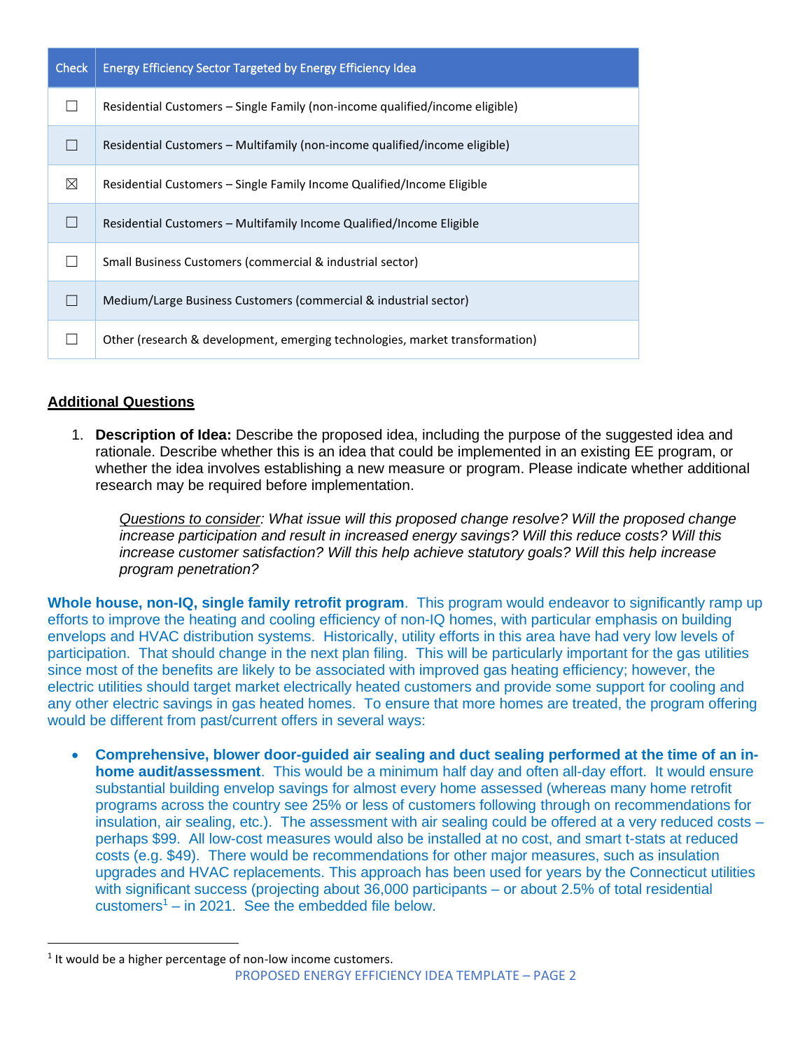| Check | Energy Efficiency Sector Targeted by Energy Efficiency Idea |
|---|---|
| ☐ | Residential Customers – Single Family (non-income qualified/income eligible) |
| ☐ | Residential Customers – Multifamily (non-income qualified/income eligible) |
| ☒ | Residential Customers – Single Family Income Qualified/Income Eligible |
| ☐ | Residential Customers – Multifamily Income Qualified/Income Eligible |
| ☐ | Small Business Customers (commercial & industrial sector) |
| ☐ | Medium/Large Business Customers (commercial & industrial sector) |
| ☐ | Other (research & development, emerging technologies, market transformation) |

## Additional Questions

1. **Description of Idea:** Describe the proposed idea, including the purpose of the suggested idea and rationale. Describe whether this is an idea that could be implemented in an existing EE program, or whether the idea involves establishing a new measure or program. Please indicate whether additional research may be required before implementation.

   *Questions to consider: What issue will this proposed change resolve? Will the proposed change increase participation and result in increased energy savings? Will this reduce costs? Will this increase customer satisfaction? Will this help achieve statutory goals? Will this help increase program penetration?*

**Whole house, non-IQ, single family retrofit program**. This program would endeavor to significantly ramp up efforts to improve the heating and cooling efficiency of non-IQ homes, with particular emphasis on building envelops and HVAC distribution systems. Historically, utility efforts in this area have had very low levels of participation. That should change in the next plan filing. This will be particularly important for the gas utilities since most of the benefits are likely to be associated with improved gas heating efficiency; however, the electric utilities should target market electrically heated customers and provide some support for cooling and any other electric savings in gas heated homes. To ensure that more homes are treated, the program offering would be different from past/current offers in several ways:

- **Comprehensive, blower door-guided air sealing and duct sealing performed at the time of an in-home audit/assessment**. This would be a minimum half day and often all-day effort. It would ensure substantial building envelop savings for almost every home assessed (whereas many home retrofit programs across the country see 25% or less of customers following through on recommendations for insulation, air sealing, etc.). The assessment with air sealing could be offered at a very reduced costs – perhaps $99. All low-cost measures would also be installed at no cost, and smart t-stats at reduced costs (e.g. $49). There would be recommendations for other major measures, such as insulation upgrades and HVAC replacements. This approach has been used for years by the Connecticut utilities with significant success (projecting about 36,000 participants – or about 2.5% of total residential customers[1] – in 2021. See the embedded file below.

[1] It would be a higher percentage of non-low income customers.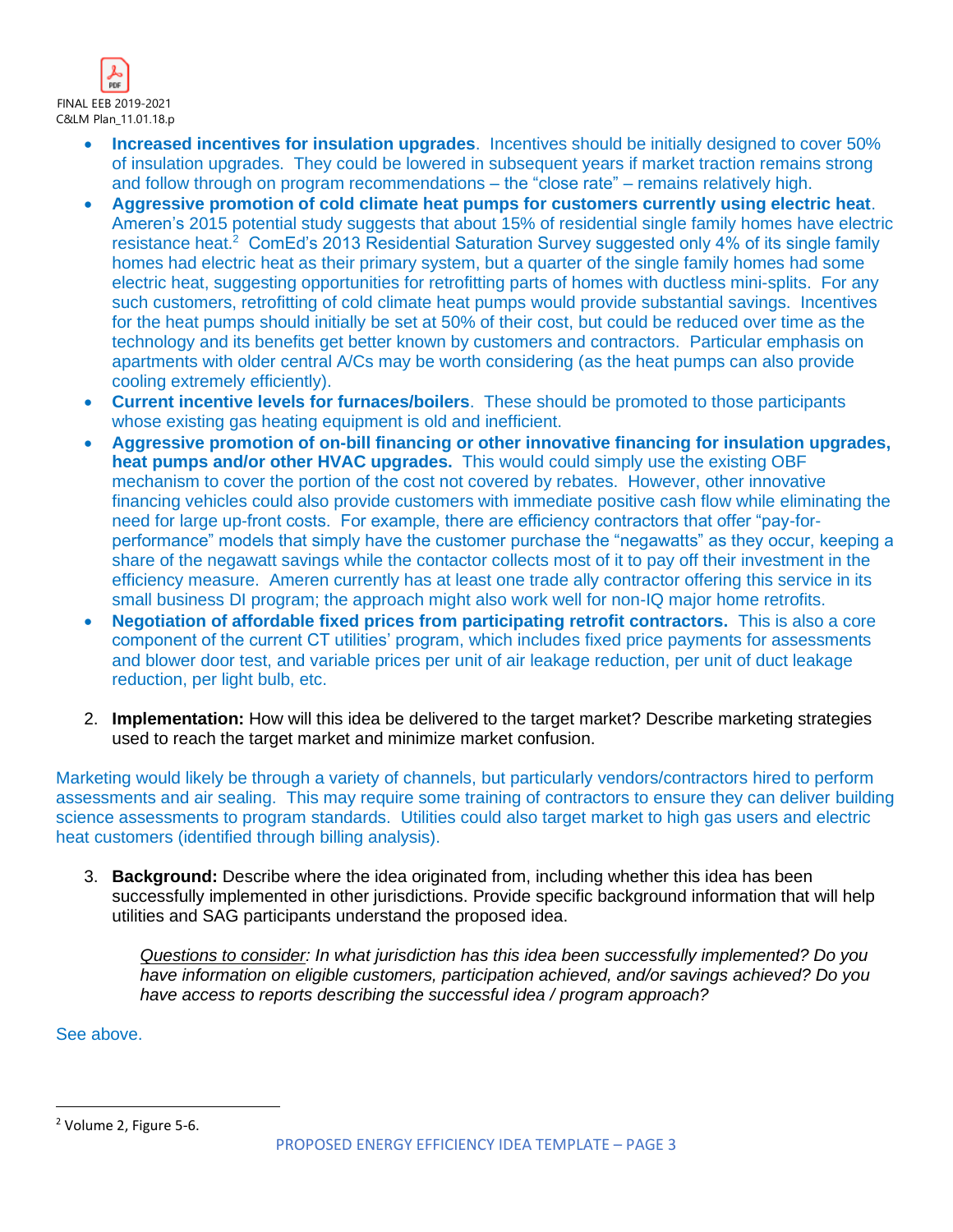FINAL EEB 2019-2021 C&LM Plan_11.01.18.p

- **Increased incentives for insulation upgrades**. Incentives should be initially designed to cover 50% of insulation upgrades. They could be lowered in subsequent years if market traction remains strong and follow through on program recommendations – the "close rate" – remains relatively high.
- **Aggressive promotion of cold climate heat pumps for customers currently using electric heat**. Ameren's 2015 potential study suggests that about 15% of residential single family homes have electric resistance heat.[2] ComEd's 2013 Residential Saturation Survey suggested only 4% of its single family homes had electric heat as their primary system, but a quarter of the single family homes had some electric heat, suggesting opportunities for retrofitting parts of homes with ductless mini-splits. For any such customers, retrofitting of cold climate heat pumps would provide substantial savings. Incentives for the heat pumps should initially be set at 50% of their cost, but could be reduced over time as the technology and its benefits get better known by customers and contractors. Particular emphasis on apartments with older central A/Cs may be worth considering (as the heat pumps can also provide cooling extremely efficiently).
- **Current incentive levels for furnaces/boilers**. These should be promoted to those participants whose existing gas heating equipment is old and inefficient.
- **Aggressive promotion of on-bill financing or other innovative financing for insulation upgrades, heat pumps and/or other HVAC upgrades.** This would could simply use the existing OBF mechanism to cover the portion of the cost not covered by rebates. However, other innovative financing vehicles could also provide customers with immediate positive cash flow while eliminating the need for large up-front costs. For example, there are efficiency contractors that offer "pay-for-performance" models that simply have the customer purchase the "negawatts" as they occur, keeping a share of the negawatt savings while the contactor collects most of it to pay off their investment in the efficiency measure. Ameren currently has at least one trade ally contractor offering this service in its small business DI program; the approach might also work well for non-IQ major home retrofits.
- **Negotiation of affordable fixed prices from participating retrofit contractors.** This is also a core component of the current CT utilities' program, which includes fixed price payments for assessments and blower door test, and variable prices per unit of air leakage reduction, per unit of duct leakage reduction, per light bulb, etc.

2. **Implementation:** How will this idea be delivered to the target market? Describe marketing strategies used to reach the target market and minimize market confusion.

Marketing would likely be through a variety of channels, but particularly vendors/contractors hired to perform assessments and air sealing. This may require some training of contractors to ensure they can deliver building science assessments to program standards. Utilities could also target market to high gas users and electric heat customers (identified through billing analysis).

3. **Background:** Describe where the idea originated from, including whether this idea has been successfully implemented in other jurisdictions. Provide specific background information that will help utilities and SAG participants understand the proposed idea.

   *<u>Questions to consider</u>: In what jurisdiction has this idea been successfully implemented? Do you have information on eligible customers, participation achieved, and/or savings achieved? Do you have access to reports describing the successful idea / program approach?*

See above.

---

[2] Volume 2, Figure 5-6.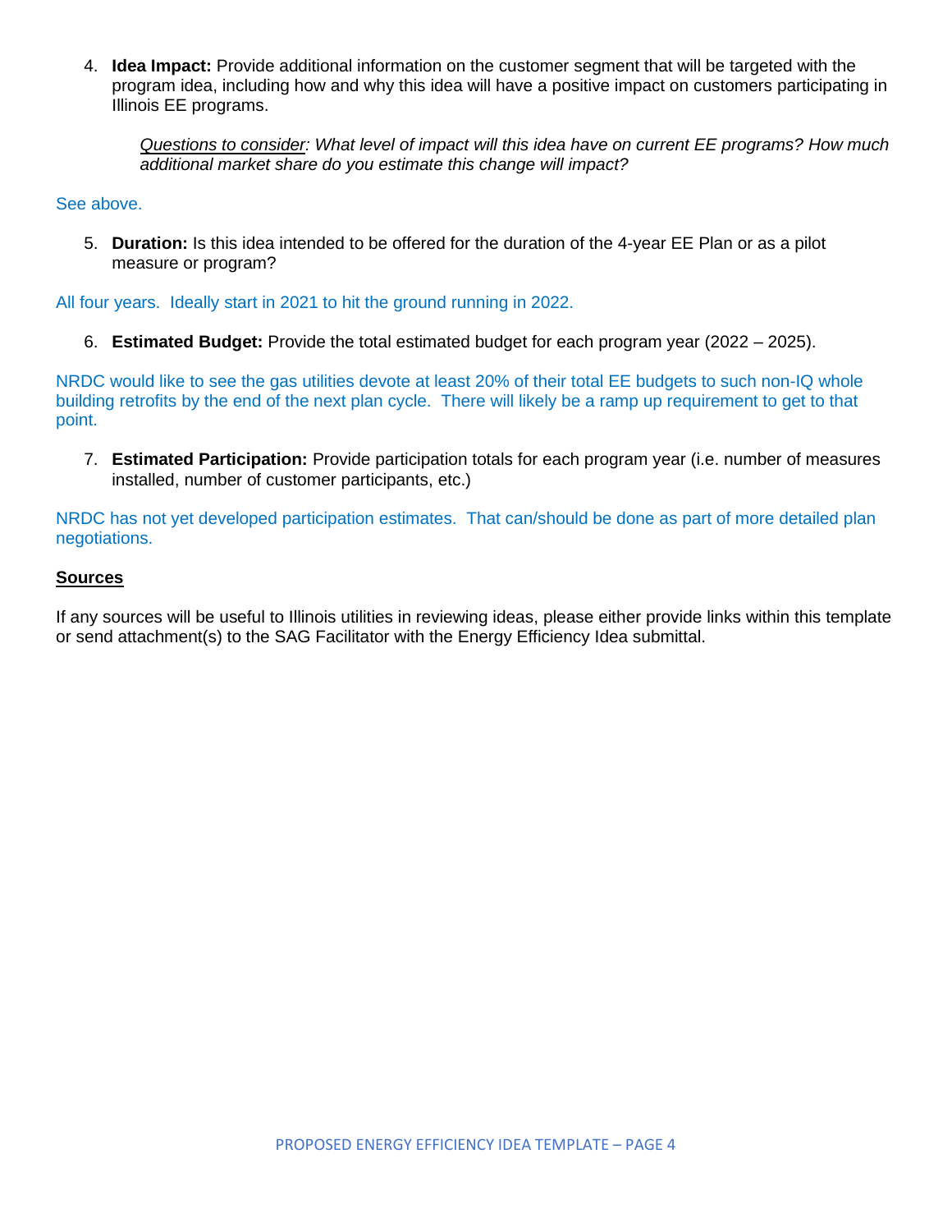4. **Idea Impact:** Provide additional information on the customer segment that will be targeted with the program idea, including how and why this idea will have a positive impact on customers participating in Illinois EE programs.

   *Questions to consider: What level of impact will this idea have on current EE programs? How much additional market share do you estimate this change will impact?*

See above.

5. **Duration:** Is this idea intended to be offered for the duration of the 4-year EE Plan or as a pilot measure or program?

All four years. Ideally start in 2021 to hit the ground running in 2022.

6. **Estimated Budget:** Provide the total estimated budget for each program year (2022 – 2025).

NRDC would like to see the gas utilities devote at least 20% of their total EE budgets to such non-IQ whole building retrofits by the end of the next plan cycle. There will likely be a ramp up requirement to get to that point.

7. **Estimated Participation:** Provide participation totals for each program year (i.e. number of measures installed, number of customer participants, etc.)

NRDC has not yet developed participation estimates. That can/should be done as part of more detailed plan negotiations.

**Sources**

If any sources will be useful to Illinois utilities in reviewing ideas, please either provide links within this template or send attachment(s) to the SAG Facilitator with the Energy Efficiency Idea submittal.